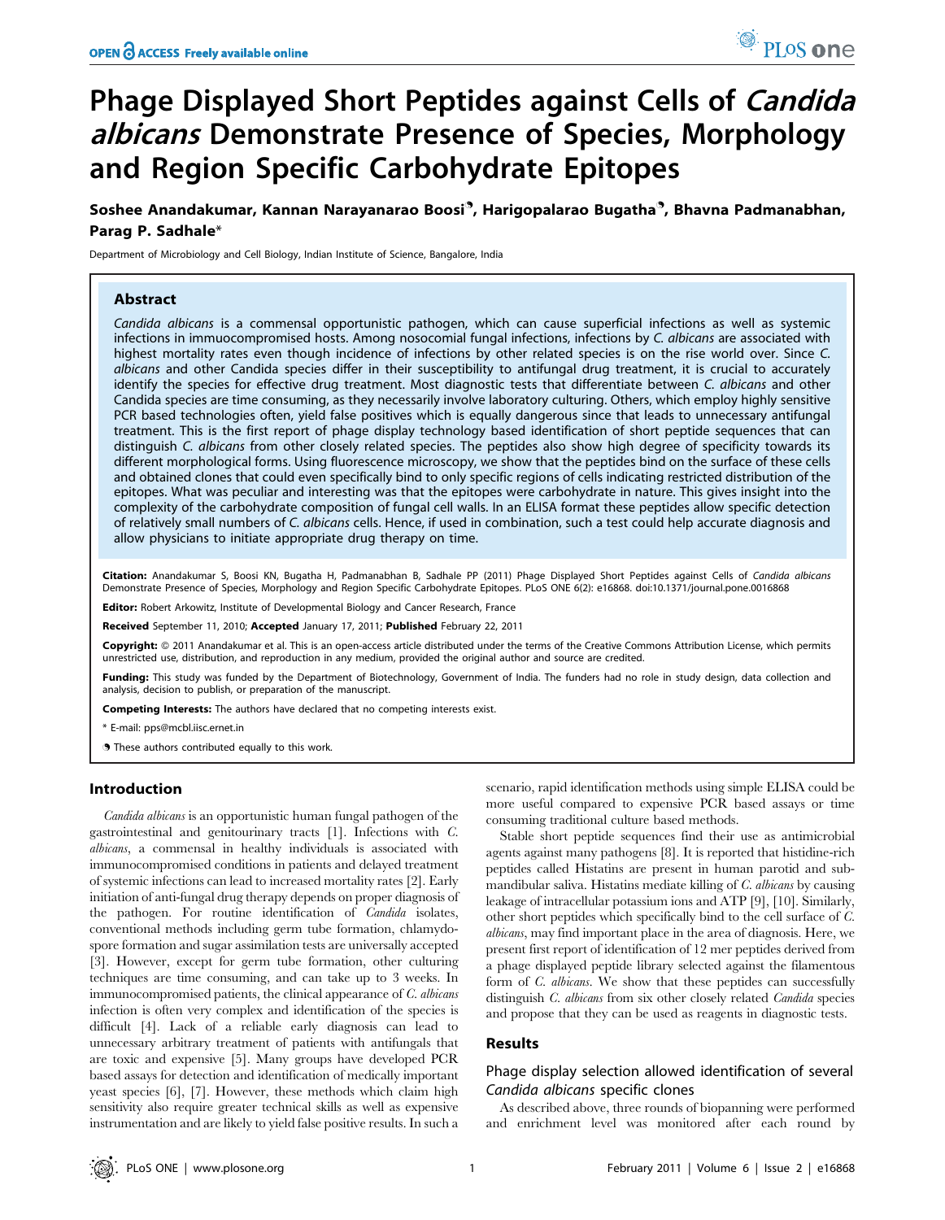# Phage Displayed Short Peptides against Cells of *Candida albicans* Demonstrate Presence of Species, Morphology and Region Specific Carbohydrate Epitopes

**Soshee Anandakumar, Kannan Narayanarao Boosi[¶], Harigopalarao Bugatha[¶], Bhavna Padmanabhan, Parag P. Sadhale***

Department of Microbiology and Cell Biology, Indian Institute of Science, Bangalore, India

## Abstract

*Candida albicans* is a commensal opportunistic pathogen, which can cause superficial infections as well as systemic infections in immuocompromised hosts. Among nosocomial fungal infections, infections by *C. albicans* are associated with highest mortality rates even though incidence of infections by other related species is on the rise world over. Since *C. albicans* and other Candida species differ in their susceptibility to antifungal drug treatment, it is crucial to accurately identify the species for effective drug treatment. Most diagnostic tests that differentiate between *C. albicans* and other Candida species are time consuming, as they necessarily involve laboratory culturing. Others, which employ highly sensitive PCR based technologies often, yield false positives which is equally dangerous since that leads to unnecessary antifungal treatment. This is the first report of phage display technology based identification of short peptide sequences that can distinguish *C. albicans* from other closely related species. The peptides also show high degree of specificity towards its different morphological forms. Using fluorescence microscopy, we show that the peptides bind on the surface of these cells and obtained clones that could even specifically bind to only specific regions of cells indicating restricted distribution of the epitopes. What was peculiar and interesting was that the epitopes were carbohydrate in nature. This gives insight into the complexity of the carbohydrate composition of fungal cell walls. In an ELISA format these peptides allow specific detection of relatively small numbers of *C. albicans* cells. Hence, if used in combination, such a test could help accurate diagnosis and allow physicians to initiate appropriate drug therapy on time.

**Citation:** Anandakumar S, Boosi KN, Bugatha H, Padmanabhan B, Sadhale PP (2011) Phage Displayed Short Peptides against Cells of *Candida albicans* Demonstrate Presence of Species, Morphology and Region Specific Carbohydrate Epitopes. PLoS ONE 6(2): e16868. doi:10.1371/journal.pone.0016868

**Editor:** Robert Arkowitz, Institute of Developmental Biology and Cancer Research, France

**Received** September 11, 2010; **Accepted** January 17, 2011; **Published** February 22, 2011

**Copyright:** © 2011 Anandakumar et al. This is an open-access article distributed under the terms of the Creative Commons Attribution License, which permits unrestricted use, distribution, and reproduction in any medium, provided the original author and source are credited.

**Funding:** This study was funded by the Department of Biotechnology, Government of India. The funders had no role in study design, data collection and analysis, decision to publish, or preparation of the manuscript.

**Competing Interests:** The authors have declared that no competing interests exist.

\* E-mail: pps@mcbl.iisc.ernet.in

¶ These authors contributed equally to this work.

## Introduction

*Candida albicans* is an opportunistic human fungal pathogen of the gastrointestinal and genitourinary tracts [1]. Infections with *C. albicans*, a commensal in healthy individuals is associated with immunocompromised conditions in patients and delayed treatment of systemic infections can lead to increased mortality rates [2]. Early initiation of anti-fungal drug therapy depends on proper diagnosis of the pathogen. For routine identification of *Candida* isolates, conventional methods including germ tube formation, chlamydospore formation and sugar assimilation tests are universally accepted [3]. However, except for germ tube formation, other culturing techniques are time consuming, and can take up to 3 weeks. In immunocompromised patients, the clinical appearance of *C. albicans* infection is often very complex and identification of the species is difficult [4]. Lack of a reliable early diagnosis can lead to unnecessary arbitrary treatment of patients with antifungals that are toxic and expensive [5]. Many groups have developed PCR based assays for detection and identification of medically important yeast species [6], [7]. However, these methods which claim high sensitivity also require greater technical skills as well as expensive instrumentation and are likely to yield false positive results. In such a scenario, rapid identification methods using simple ELISA could be more useful compared to expensive PCR based assays or time consuming traditional culture based methods.

Stable short peptide sequences find their use as antimicrobial agents against many pathogens [8]. It is reported that histidine-rich peptides called Histatins are present in human parotid and submandibular saliva. Histatins mediate killing of *C. albicans* by causing leakage of intracellular potassium ions and ATP [9], [10]. Similarly, other short peptides which specifically bind to the cell surface of *C. albicans*, may find important place in the area of diagnosis. Here, we present first report of identification of 12 mer peptides derived from a phage displayed peptide library selected against the filamentous form of *C. albicans*. We show that these peptides can successfully distinguish *C. albicans* from six other closely related *Candida* species and propose that they can be used as reagents in diagnostic tests.

## Results

### Phage display selection allowed identification of several *Candida albicans* specific clones

As described above, three rounds of biopanning were performed and enrichment level was monitored after each round by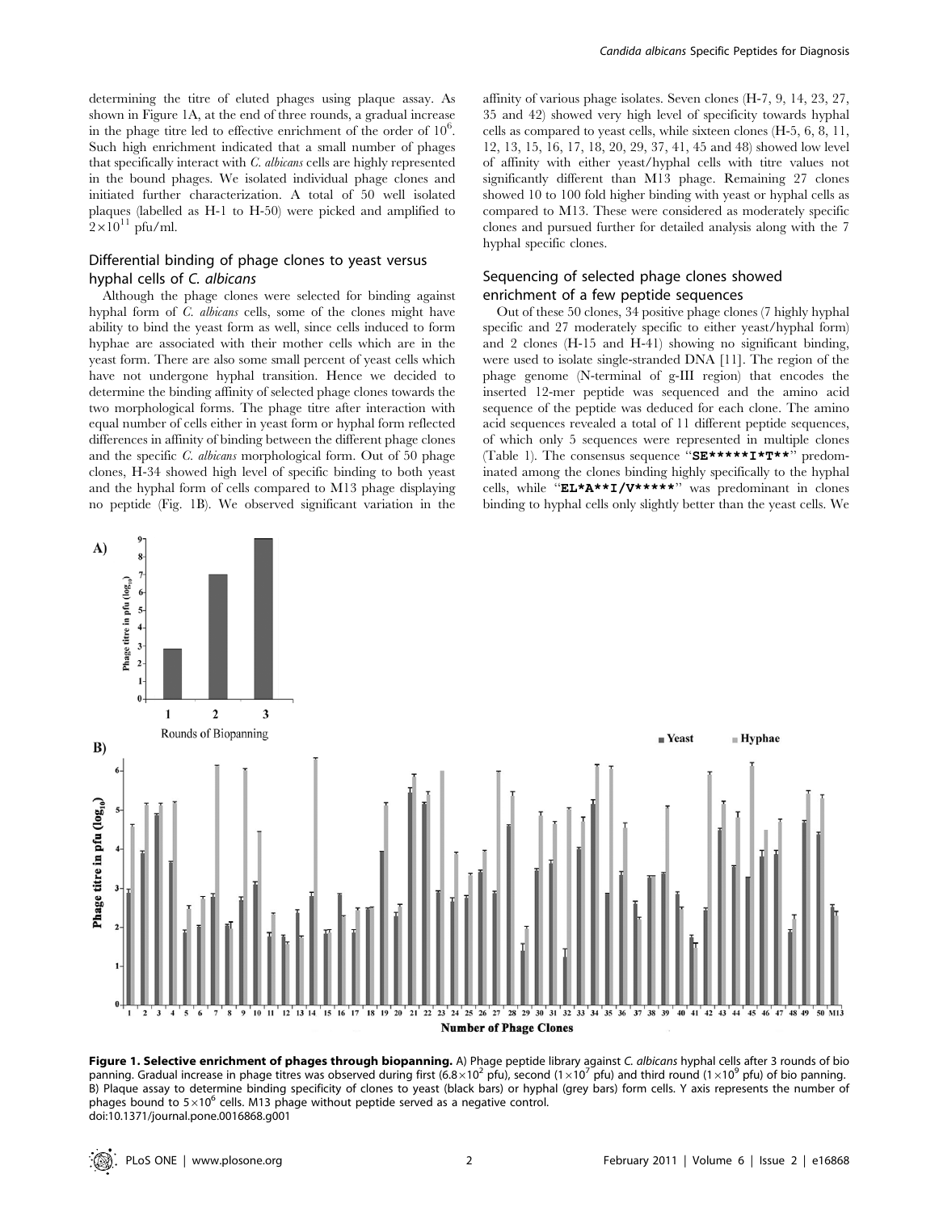determining the titre of eluted phages using plaque assay. As shown in Figure 1A, at the end of three rounds, a gradual increase in the phage titre led to effective enrichment of the order of $10^6$. Such high enrichment indicated that a small number of phages that specifically interact with *C. albicans* cells are highly represented in the bound phages. We isolated individual phage clones and initiated further characterization. A total of 50 well isolated plaques (labelled as H-1 to H-50) were picked and amplified to $2\times10^{11}$ pfu/ml.

## Differential binding of phage clones to yeast versus hyphal cells of *C. albicans*

Although the phage clones were selected for binding against hyphal form of *C. albicans* cells, some of the clones might have ability to bind the yeast form as well, since cells induced to form hyphae are associated with their mother cells which are in the yeast form. There are also some small percent of yeast cells which have not undergone hyphal transition. Hence we decided to determine the binding affinity of selected phage clones towards the two morphological forms. The phage titre after interaction with equal number of cells either in yeast form or hyphal form reflected differences in affinity of binding between the different phage clones and the specific *C. albicans* morphological form. Out of 50 phage clones, H-34 showed high level of specific binding to both yeast and the hyphal form of cells compared to M13 phage displaying no peptide (Fig. 1B). We observed significant variation in the affinity of various phage isolates. Seven clones (H-7, 9, 14, 23, 27, 35 and 42) showed very high level of specificity towards hyphal cells as compared to yeast cells, while sixteen clones (H-5, 6, 8, 11, 12, 13, 15, 16, 17, 18, 20, 29, 37, 41, 45 and 48) showed low level of affinity with either yeast/hyphal cells with titre values not significantly different than M13 phage. Remaining 27 clones showed 10 to 100 fold higher binding with yeast or hyphal cells as compared to M13. These were considered as moderately specific clones and pursued further for detailed analysis along with the 7 hyphal specific clones.

## Sequencing of selected phage clones showed enrichment of a few peptide sequences

Out of these 50 clones, 34 positive phage clones (7 highly hyphal specific and 27 moderately specific to either yeast/hyphal form) and 2 clones (H-15 and H-41) showing no significant binding, were used to isolate single-stranded DNA [11]. The region of the phage genome (N-terminal of g-III region) that encodes the inserted 12-mer peptide was sequenced and the amino acid sequence of the peptide was deduced for each clone. The amino acid sequences revealed a total of 11 different peptide sequences, of which only 5 sequences were represented in multiple clones (Table 1). The consensus sequence "**SE*****I*T****" predominated among the clones binding highly specifically to the hyphal cells, while "**EL*A**I/V*******" was predominant in clones binding to hyphal cells only slightly better than the yeast cells. We

**Figure 1. Selective enrichment of phages through biopanning.** A) Phage peptide library against *C. albicans* hyphal cells after 3 rounds of bio panning. Gradual increase in phage titres was observed during first ($6.8\times10^2$ pfu), second ($1\times10^7$ pfu) and third round ($1\times10^9$ pfu) of bio panning. B) Plaque assay to determine binding specificity of clones to yeast (black bars) or hyphal (grey bars) form cells. Y axis represents the number of phages bound to $5\times10^6$ cells. M13 phage without peptide served as a negative control.
doi:10.1371/journal.pone.0016868.g001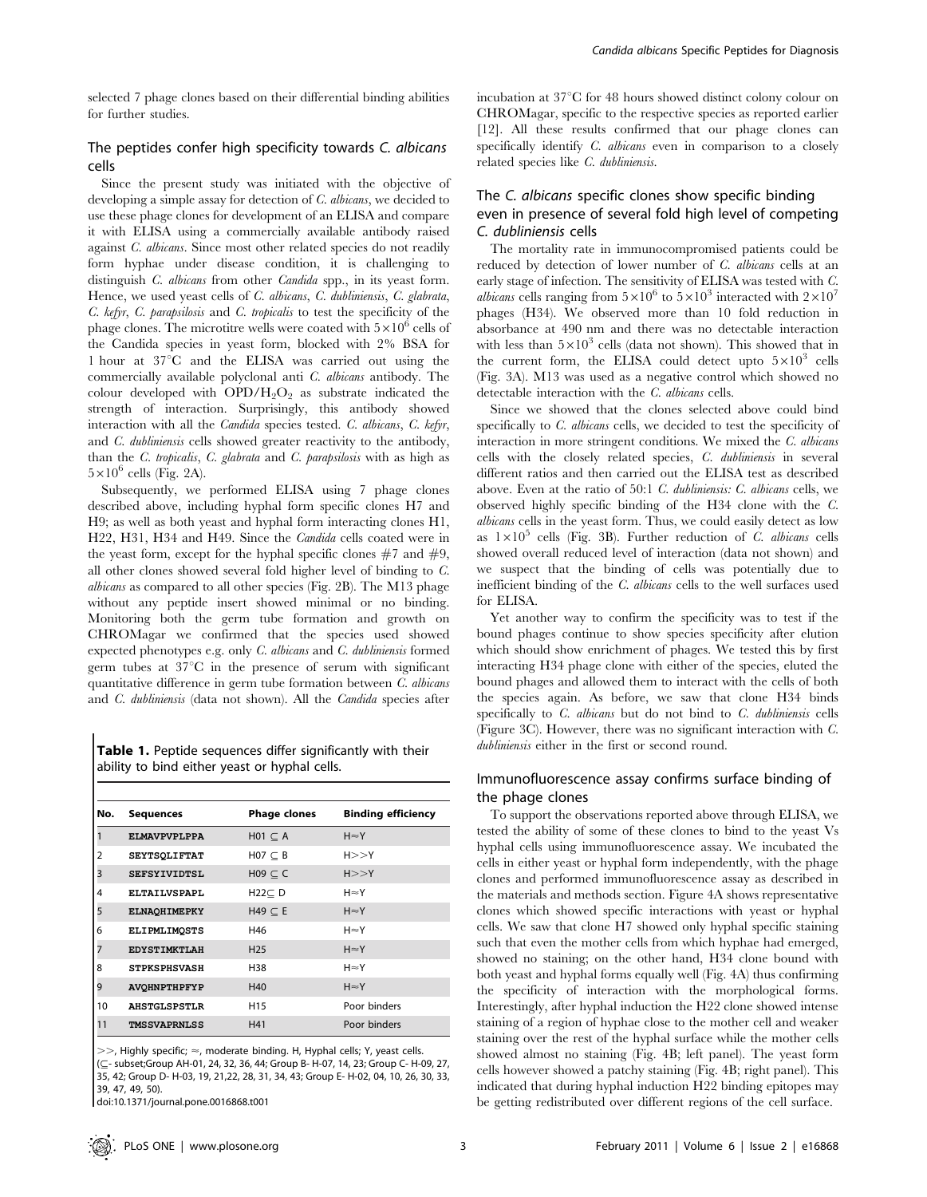selected 7 phage clones based on their differential binding abilities for further studies.

### The peptides confer high specificity towards *C. albicans* cells

Since the present study was initiated with the objective of developing a simple assay for detection of *C. albicans*, we decided to use these phage clones for development of an ELISA and compare it with ELISA using a commercially available antibody raised against *C. albicans*. Since most other related species do not readily form hyphae under disease condition, it is challenging to distinguish *C. albicans* from other *Candida* spp., in its yeast form. Hence, we used yeast cells of *C. albicans*, *C. dubliniensis*, *C. glabrata*, *C. kefyr*, *C. parapsilosis* and *C. tropicalis* to test the specificity of the phage clones. The microtitre wells were coated with $5\times10^6$ cells of the Candida species in yeast form, blocked with 2% BSA for 1 hour at 37°C and the ELISA was carried out using the commercially available polyclonal anti *C. albicans* antibody. The colour developed with $OPD/H_2O_2$ as substrate indicated the strength of interaction. Surprisingly, this antibody showed interaction with all the *Candida* species tested. *C. albicans*, *C. kefyr*, and *C. dubliniensis* cells showed greater reactivity to the antibody, than the *C. tropicalis*, *C. glabrata* and *C. parapsilosis* with as high as $5\times10^6$ cells (Fig. 2A).

Subsequently, we performed ELISA using 7 phage clones described above, including hyphal form specific clones H7 and H9; as well as both yeast and hyphal form interacting clones H1, H22, H31, H34 and H49. Since the *Candida* cells coated were in the yeast form, except for the hyphal specific clones #7 and #9, all other clones showed several fold higher level of binding to *C. albicans* as compared to all other species (Fig. 2B). The M13 phage without any peptide insert showed minimal or no binding. Monitoring both the germ tube formation and growth on CHROMagar we confirmed that the species used showed expected phenotypes e.g. only *C. albicans* and *C. dubliniensis* formed germ tubes at 37°C in the presence of serum with significant quantitative difference in germ tube formation between *C. albicans* and *C. dubliniensis* (data not shown). All the *Candida* species after incubation at 37°C for 48 hours showed distinct colony colour on CHROMagar, specific to the respective species as reported earlier [12]. All these results confirmed that our phage clones can specifically identify *C. albicans* even in comparison to a closely related species like *C. dubliniensis*.

**Table 1.** Peptide sequences differ significantly with their ability to bind either yeast or hyphal cells.

| No. | Sequences | Phage clones | Binding efficiency |
|---|---|---|---|
| 1 | ELMAVPVPLPPA | H01 ⊂ A | H≈Y |
| 2 | SEYTSQLIFTAT | H07 ⊂ B | H>>Y |
| 3 | SEFSYIVIDTSL | H09 ⊂ C | H>>Y |
| 4 | ELTAILVSPAPL | H22⊂ D | H≈Y |
| 5 | ELNAQHIMEPKY | H49 ⊂ E | H≈Y |
| 6 | ELIPMLIMQSTS | H46 | H≈Y |
| 7 | EDYSTIMKTLAH | H25 | H≈Y |
| 8 | STPKSPHSVASH | H38 | H≈Y |
| 9 | AVQHNPTHPFYP | H40 | H≈Y |
| 10 | AHSTGLSPSTLR | H15 | Poor binders |
| 11 | TMSSVAPRNLSS | H41 | Poor binders |

>>, Highly specific; ≈, moderate binding. H, Hyphal cells; Y, yeast cells.
(⊆- subset;Group AH-01, 24, 32, 36, 44; Group B- H-07, 14, 23; Group C- H-09, 27, 35, 42; Group D- H-03, 19, 21,22, 28, 31, 34, 43; Group E- H-02, 04, 10, 26, 30, 33, 39, 47, 49, 50).
doi:10.1371/journal.pone.0016868.t001

### The *C. albicans* specific clones show specific binding even in presence of several fold high level of competing *C. dubliniensis* cells

The mortality rate in immunocompromised patients could be reduced by detection of lower number of *C. albicans* cells at an early stage of infection. The sensitivity of ELISA was tested with *C. albicans* cells ranging from $5\times10^6$ to $5\times10^3$ interacted with $2\times10^7$ phages (H34). We observed more than 10 fold reduction in absorbance at 490 nm and there was no detectable interaction with less than $5\times10^3$ cells (data not shown). This showed that in the current form, the ELISA could detect upto $5\times10^3$ cells (Fig. 3A). M13 was used as a negative control which showed no detectable interaction with the *C. albicans* cells.

Since we showed that the clones selected above could bind specifically to *C. albicans* cells, we decided to test the specificity of interaction in more stringent conditions. We mixed the *C. albicans* cells with the closely related species, *C. dubliniensis* in several different ratios and then carried out the ELISA test as described above. Even at the ratio of 50:1 *C. dubliniensis: C. albicans* cells, we observed highly specific binding of the H34 clone with the *C. albicans* cells in the yeast form. Thus, we could easily detect as low as $1\times10^5$ cells (Fig. 3B). Further reduction of *C. albicans* cells showed overall reduced level of interaction (data not shown) and we suspect that the binding of cells was potentially due to inefficient binding of the *C. albicans* cells to the well surfaces used for ELISA.

Yet another way to confirm the specificity was to test if the bound phages continue to show species specificity after elution which should show enrichment of phages. We tested this by first interacting H34 phage clone with either of the species, eluted the bound phages and allowed them to interact with the cells of both the species again. As before, we saw that clone H34 binds specifically to *C. albicans* but do not bind to *C. dubliniensis* cells (Figure 3C). However, there was no significant interaction with *C. dubliniensis* either in the first or second round.

### Immunofluorescence assay confirms surface binding of the phage clones

To support the observations reported above through ELISA, we tested the ability of some of these clones to bind to the yeast Vs hyphal cells using immunofluorescence assay. We incubated the cells in either yeast or hyphal form independently, with the phage clones and performed immunofluorescence assay as described in the materials and methods section. Figure 4A shows representative clones which showed specific interactions with yeast or hyphal cells. We saw that clone H7 showed only hyphal specific staining such that even the mother cells from which hyphae had emerged, showed no staining; on the other hand, H34 clone bound with both yeast and hyphal forms equally well (Fig. 4A) thus confirming the specificity of interaction with the morphological forms. Interestingly, after hyphal induction the H22 clone showed intense staining of a region of hyphae close to the mother cell and weaker staining over the rest of the hyphal surface while the mother cells showed almost no staining (Fig. 4B; left panel). The yeast form cells however showed a patchy staining (Fig. 4B; right panel). This indicated that during hyphal induction H22 binding epitopes may be getting redistributed over different regions of the cell surface.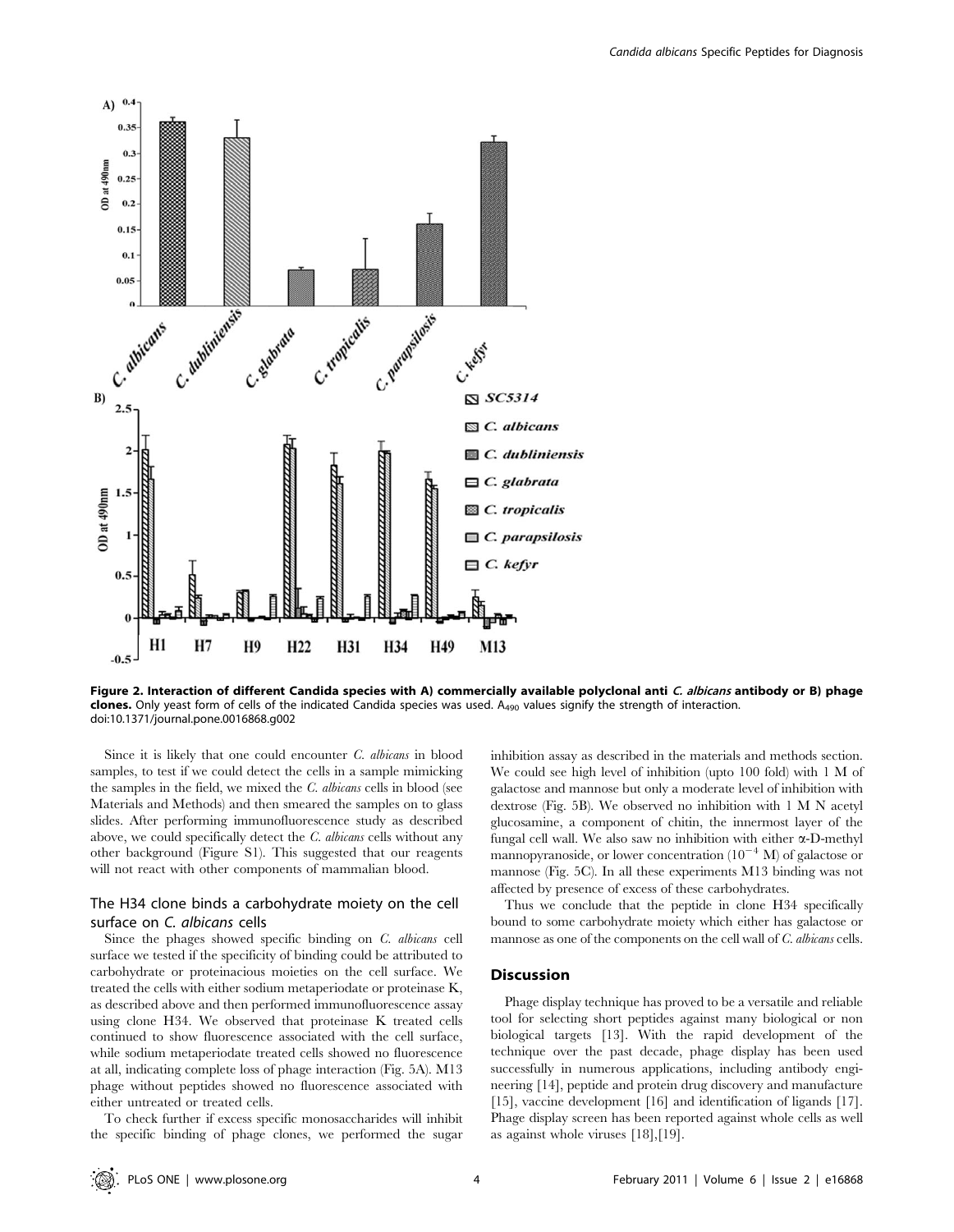**Figure 2. Interaction of different Candida species with A) commercially available polyclonal anti *C. albicans* antibody or B) phage clones.** Only yeast form of cells of the indicated Candida species was used. $A_{490}$ values signify the strength of interaction.
doi:10.1371/journal.pone.0016868.g002

Since it is likely that one could encounter *C. albicans* in blood samples, to test if we could detect the cells in a sample mimicking the samples in the field, we mixed the *C. albicans* cells in blood (see Materials and Methods) and then smeared the samples on to glass slides. After performing immunofluorescence study as described above, we could specifically detect the *C. albicans* cells without any other background (Figure S1). This suggested that our reagents will not react with other components of mammalian blood.

### The H34 clone binds a carbohydrate moiety on the cell surface on *C. albicans* cells

Since the phages showed specific binding on *C. albicans* cell surface we tested if the specificity of binding could be attributed to carbohydrate or proteinacious moieties on the cell surface. We treated the cells with either sodium metaperiodate or proteinase K, as described above and then performed immunofluorescence assay using clone H34. We observed that proteinase K treated cells continued to show fluorescence associated with the cell surface, while sodium metaperiodate treated cells showed no fluorescence at all, indicating complete loss of phage interaction (Fig. 5A). M13 phage without peptides showed no fluorescence associated with either untreated or treated cells.

To check further if excess specific monosaccharides will inhibit the specific binding of phage clones, we performed the sugar inhibition assay as described in the materials and methods section. We could see high level of inhibition (upto 100 fold) with 1 M of galactose and mannose but only a moderate level of inhibition with dextrose (Fig. 5B). We observed no inhibition with 1 M N acetyl glucosamine, a component of chitin, the innermost layer of the fungal cell wall. We also saw no inhibition with either α-D-methyl mannopyranoside, or lower concentration ($10^{-4}$ M) of galactose or mannose (Fig. 5C). In all these experiments M13 binding was not affected by presence of excess of these carbohydrates.

Thus we conclude that the peptide in clone H34 specifically bound to some carbohydrate moiety which either has galactose or mannose as one of the components on the cell wall of *C. albicans* cells.

## Discussion

Phage display technique has proved to be a versatile and reliable tool for selecting short peptides against many biological or non biological targets [13]. With the rapid development of the technique over the past decade, phage display has been used successfully in numerous applications, including antibody engineering [14], peptide and protein drug discovery and manufacture [15], vaccine development [16] and identification of ligands [17]. Phage display screen has been reported against whole cells as well as against whole viruses [18],[19].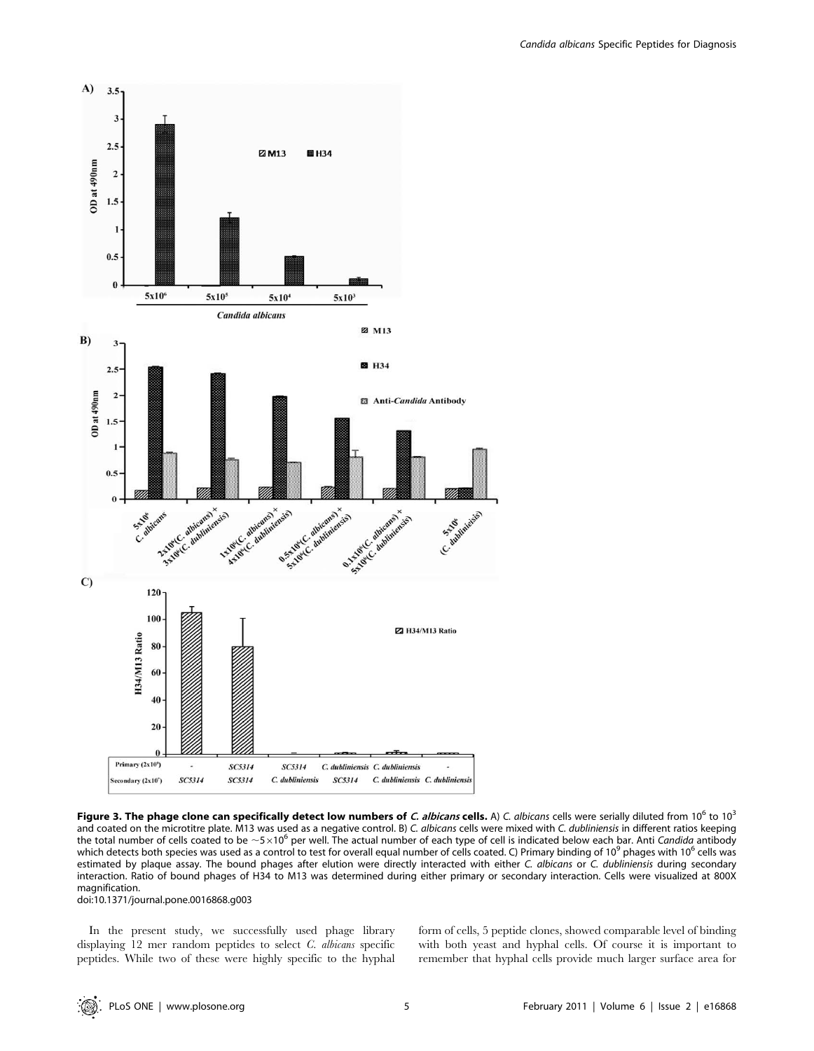**Figure 3. The phage clone can specifically detect low numbers of *C. albicans* cells.** A) *C. albicans* cells were serially diluted from $10^6$ to $10^3$ and coated on the microtitre plate. M13 was used as a negative control. B) *C. albicans* cells were mixed with *C. dubliniensis* in different ratios keeping the total number of cells coated to be $\sim 5 \times 10^6$ per well. The actual number of each type of cell is indicated below each bar. Anti *Candida* antibody which detects both species was used as a control to test for overall equal number of cells coated. C) Primary binding of $10^9$ phages with $10^6$ cells was estimated by plaque assay. The bound phages after elution were directly interacted with either *C. albicans* or *C. dubliniensis* during secondary interaction. Ratio of bound phages of H34 to M13 was determined during either primary or secondary interaction. Cells were visualized at 800X magnification.

doi:10.1371/journal.pone.0016868.g003

In the present study, we successfully used phage library displaying 12 mer random peptides to select *C. albicans* specific peptides. While two of these were highly specific to the hyphal form of cells, 5 peptide clones, showed comparable level of binding with both yeast and hyphal cells. Of course it is important to remember that hyphal cells provide much larger surface area for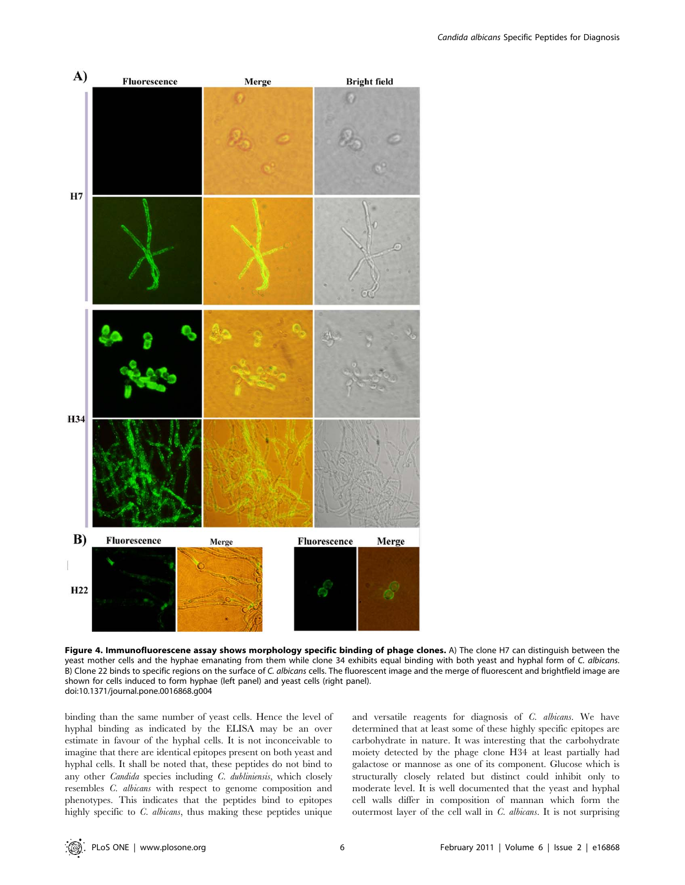**Figure 4. Immunofluorescene assay shows morphology specific binding of phage clones.** A) The clone H7 can distinguish between the yeast mother cells and the hyphae emanating from them while clone 34 exhibits equal binding with both yeast and hyphal form of *C. albicans*. B) Clone 22 binds to specific regions on the surface of *C. albicans* cells. The fluorescent image and the merge of fluorescent and brightfield image are shown for cells induced to form hyphae (left panel) and yeast cells (right panel).
doi:10.1371/journal.pone.0016868.g004

binding than the same number of yeast cells. Hence the level of hyphal binding as indicated by the ELISA may be an over estimate in favour of the hyphal cells. It is not inconceivable to imagine that there are identical epitopes present on both yeast and hyphal cells. It shall be noted that, these peptides do not bind to any other *Candida* species including *C. dubliniensis*, which closely resembles *C. albicans* with respect to genome composition and phenotypes. This indicates that the peptides bind to epitopes highly specific to *C. albicans*, thus making these peptides unique and versatile reagents for diagnosis of *C. albicans*. We have determined that at least some of these highly specific epitopes are carbohydrate in nature. It was interesting that the carbohydrate moiety detected by the phage clone H34 at least partially had galactose or mannose as one of its component. Glucose which is structurally closely related but distinct could inhibit only to moderate level. It is well documented that the yeast and hyphal cell walls differ in composition of mannan which form the outermost layer of the cell wall in *C. albicans*. It is not surprising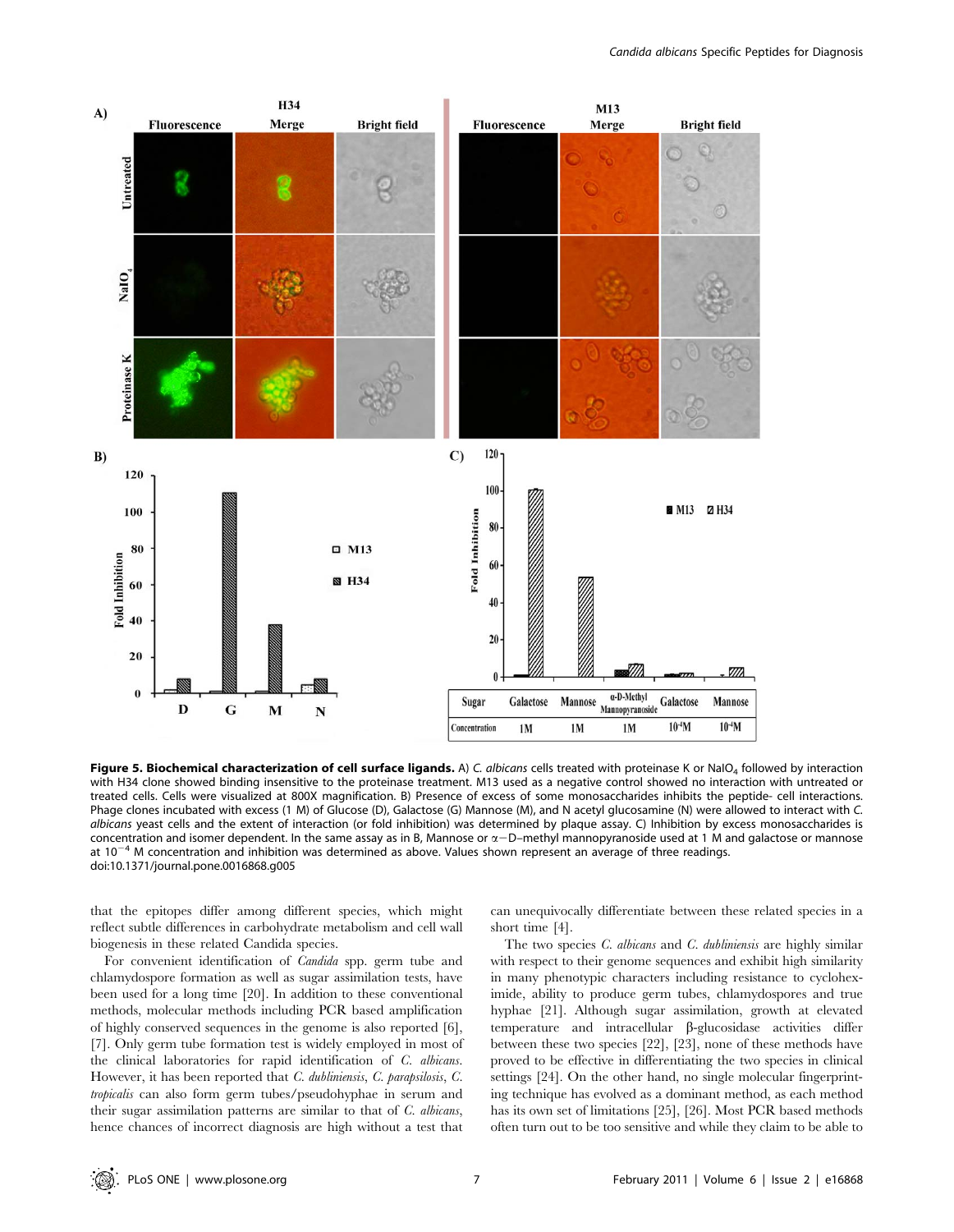**Figure 5. Biochemical characterization of cell surface ligands.** A) *C. albicans* cells treated with proteinase K or $NaIO_4$ followed by interaction with H34 clone showed binding insensitive to the proteinase treatment. M13 used as a negative control showed no interaction with untreated or treated cells. Cells were visualized at 800X magnification. B) Presence of excess of some monosaccharides inhibits the peptide- cell interactions. Phage clones incubated with excess (1 M) of Glucose (D), Galactose (G) Mannose (M), and N acetyl glucosamine (N) were allowed to interact with *C. albicans* yeast cells and the extent of interaction (or fold inhibition) was determined by plaque assay. C) Inhibition by excess monosaccharides is concentration and isomer dependent. In the same assay as in B, Mannose or $\alpha$−D–methyl mannopyranoside used at 1 M and galactose or mannose at $10^{-4}$ M concentration and inhibition was determined as above. Values shown represent an average of three readings.
doi:10.1371/journal.pone.0016868.g005

that the epitopes differ among different species, which might reflect subtle differences in carbohydrate metabolism and cell wall biogenesis in these related Candida species.

For convenient identification of *Candida* spp. germ tube and chlamydospore formation as well as sugar assimilation tests, have been used for a long time [20]. In addition to these conventional methods, molecular methods including PCR based amplification of highly conserved sequences in the genome is also reported [6], [7]. Only germ tube formation test is widely employed in most of the clinical laboratories for rapid identification of *C. albicans*. However, it has been reported that *C. dubliniensis*, *C. parapsilosis*, *C. tropicalis* can also form germ tubes/pseudohyphae in serum and their sugar assimilation patterns are similar to that of *C. albicans*, hence chances of incorrect diagnosis are high without a test that can unequivocally differentiate between these related species in a short time [4].

The two species *C. albicans* and *C. dubliniensis* are highly similar with respect to their genome sequences and exhibit high similarity in many phenotypic characters including resistance to cycloheximide, ability to produce germ tubes, chlamydospores and true hyphae [21]. Although sugar assimilation, growth at elevated temperature and intracellular β-glucosidase activities differ between these two species [22], [23], none of these methods have proved to be effective in differentiating the two species in clinical settings [24]. On the other hand, no single molecular fingerprinting technique has evolved as a dominant method, as each method has its own set of limitations [25], [26]. Most PCR based methods often turn out to be too sensitive and while they claim to be able to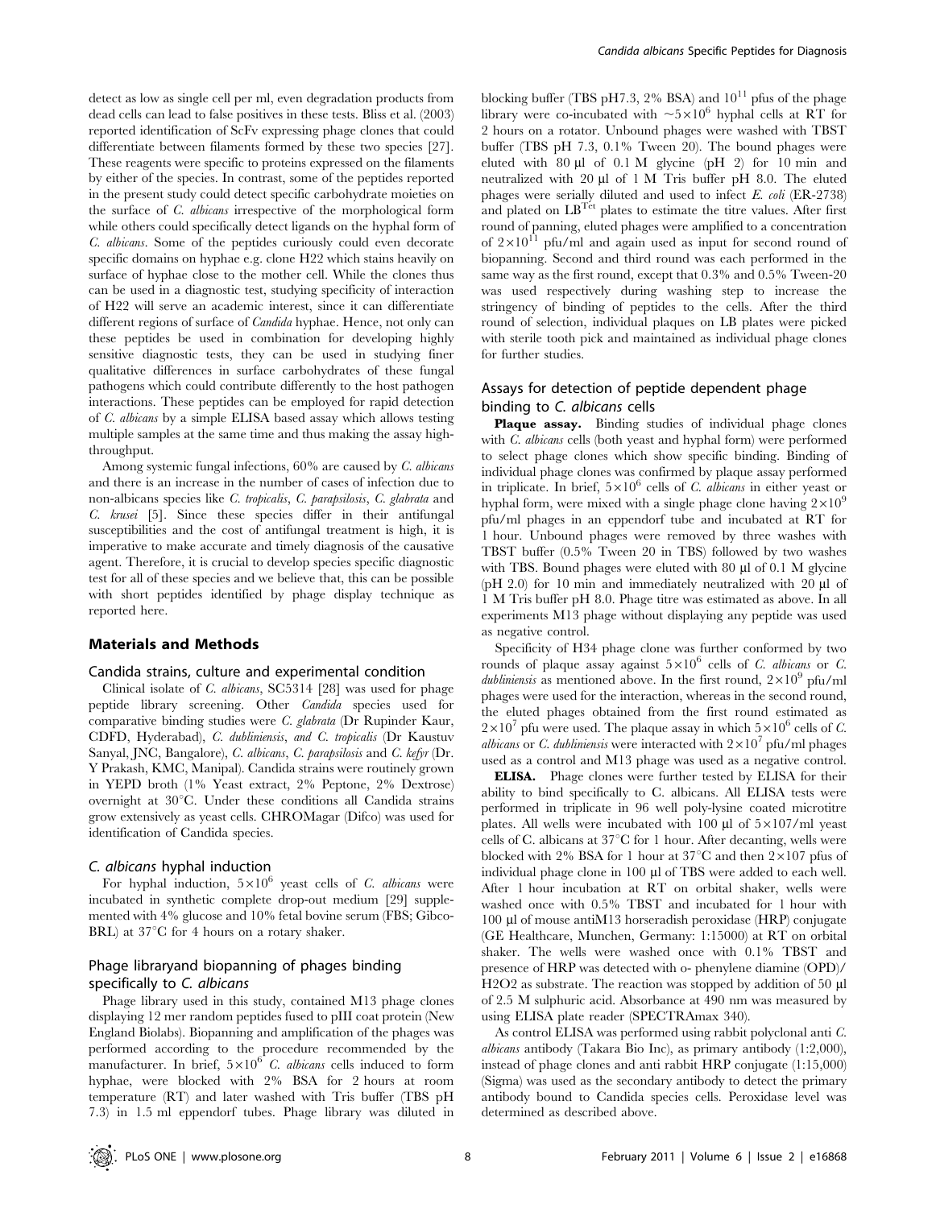detect as low as single cell per ml, even degradation products from dead cells can lead to false positives in these tests. Bliss et al. (2003) reported identification of ScFv expressing phage clones that could differentiate between filaments formed by these two species [27]. These reagents were specific to proteins expressed on the filaments by either of the species. In contrast, some of the peptides reported in the present study could detect specific carbohydrate moieties on the surface of *C. albicans* irrespective of the morphological form while others could specifically detect ligands on the hyphal form of *C. albicans*. Some of the peptides curiously could even decorate specific domains on hyphae e.g. clone H22 which stains heavily on surface of hyphae close to the mother cell. While the clones thus can be used in a diagnostic test, studying specificity of interaction of H22 will serve an academic interest, since it can differentiate different regions of surface of *Candida* hyphae. Hence, not only can these peptides be used in combination for developing highly sensitive diagnostic tests, they can be used in studying finer qualitative differences in surface carbohydrates of these fungal pathogens which could contribute differently to the host pathogen interactions. These peptides can be employed for rapid detection of *C. albicans* by a simple ELISA based assay which allows testing multiple samples at the same time and thus making the assay high-throughput.

Among systemic fungal infections, 60% are caused by *C. albicans* and there is an increase in the number of cases of infection due to non-albicans species like *C. tropicalis*, *C. parapsilosis*, *C. glabrata* and *C. krusei* [5]. Since these species differ in their antifungal susceptibilities and the cost of antifungal treatment is high, it is imperative to make accurate and timely diagnosis of the causative agent. Therefore, it is crucial to develop species specific diagnostic test for all of these species and we believe that, this can be possible with short peptides identified by phage display technique as reported here.

## Materials and Methods

### Candida strains, culture and experimental condition

Clinical isolate of *C. albicans*, SC5314 [28] was used for phage peptide library screening. Other *Candida* species used for comparative binding studies were *C. glabrata* (Dr Rupinder Kaur, CDFD, Hyderabad), *C. dubliniensis*, *and C. tropicalis* (Dr Kaustuv Sanyal, JNC, Bangalore), *C. albicans*, *C. parapsilosis* and *C. kefyr* (Dr. Y Prakash, KMC, Manipal). Candida strains were routinely grown in YEPD broth (1% Yeast extract, 2% Peptone, 2% Dextrose) overnight at 30°C. Under these conditions all Candida strains grow extensively as yeast cells. CHROMagar (Difco) was used for identification of Candida species.

### *C. albicans* hyphal induction

For hyphal induction, $5\times10^6$ yeast cells of *C. albicans* were incubated in synthetic complete drop-out medium [29] supplemented with 4% glucose and 10% fetal bovine serum (FBS; Gibco-BRL) at 37°C for 4 hours on a rotary shaker.

### Phage libraryand biopanning of phages binding specifically to *C. albicans*

Phage library used in this study, contained M13 phage clones displaying 12 mer random peptides fused to pIII coat protein (New England Biolabs). Biopanning and amplification of the phages was performed according to the procedure recommended by the manufacturer. In brief, $5\times10^6$ *C. albicans* cells induced to form hyphae, were blocked with 2% BSA for 2 hours at room temperature (RT) and later washed with Tris buffer (TBS pH 7.3) in 1.5 ml eppendorf tubes. Phage library was diluted in blocking buffer (TBS pH7.3, 2% BSA) and $10^{11}$ pfus of the phage library were co-incubated with $\sim5\times10^6$ hyphal cells at RT for 2 hours on a rotator. Unbound phages were washed with TBST buffer (TBS pH 7.3, 0.1% Tween 20). The bound phages were eluted with 80 µl of 0.1 M glycine (pH 2) for 10 min and neutralized with 20 µl of 1 M Tris buffer pH 8.0. The eluted phages were serially diluted and used to infect *E. coli* (ER-2738) and plated on $LB^{Tet}$ plates to estimate the titre values. After first round of panning, eluted phages were amplified to a concentration of $2\times10^{11}$ pfu/ml and again used as input for second round of biopanning. Second and third round was each performed in the same way as the first round, except that 0.3% and 0.5% Tween-20 was used respectively during washing step to increase the stringency of binding of peptides to the cells. After the third round of selection, individual plaques on LB plates were picked with sterile tooth pick and maintained as individual phage clones for further studies.

### Assays for detection of peptide dependent phage binding to *C. albicans* cells

**Plaque assay.** Binding studies of individual phage clones with *C. albicans* cells (both yeast and hyphal form) were performed to select phage clones which show specific binding. Binding of individual phage clones was confirmed by plaque assay performed in triplicate. In brief, $5\times10^6$ cells of *C. albicans* in either yeast or hyphal form, were mixed with a single phage clone having $2\times10^9$ pfu/ml phages in an eppendorf tube and incubated at RT for 1 hour. Unbound phages were removed by three washes with TBST buffer (0.5% Tween 20 in TBS) followed by two washes with TBS. Bound phages were eluted with 80 µl of 0.1 M glycine (pH 2.0) for 10 min and immediately neutralized with 20 µl of 1 M Tris buffer pH 8.0. Phage titre was estimated as above. In all experiments M13 phage without displaying any peptide was used as negative control.

Specificity of H34 phage clone was further conformed by two rounds of plaque assay against $5\times10^6$ cells of *C. albicans* or *C. dubliniensis* as mentioned above. In the first round, $2\times10^9$ pfu/ml phages were used for the interaction, whereas in the second round, the eluted phages obtained from the first round estimated as $2\times10^7$ pfu were used. The plaque assay in which $5\times10^6$ cells of *C. albicans* or *C. dubliniensis* were interacted with $2\times10^7$ pfu/ml phages used as a control and M13 phage was used as a negative control.

**ELISA.** Phage clones were further tested by ELISA for their ability to bind specifically to C. albicans. All ELISA tests were performed in triplicate in 96 well poly-lysine coated microtitre plates. All wells were incubated with 100 µl of 5×107/ml yeast cells of C. albicans at 37°C for 1 hour. After decanting, wells were blocked with 2% BSA for 1 hour at 37°C and then 2×107 pfus of individual phage clone in 100 µl of TBS were added to each well. After 1 hour incubation at RT on orbital shaker, wells were washed once with 0.5% TBST and incubated for 1 hour with 100 µl of mouse antiM13 horseradish peroxidase (HRP) conjugate (GE Healthcare, Munchen, Germany: 1:15000) at RT on orbital shaker. The wells were washed once with 0.1% TBST and presence of HRP was detected with o- phenylene diamine (OPD)/ H2O2 as substrate. The reaction was stopped by addition of 50 µl of 2.5 M sulphuric acid. Absorbance at 490 nm was measured by using ELISA plate reader (SPECTRAmax 340).

As control ELISA was performed using rabbit polyclonal anti *C. albicans* antibody (Takara Bio Inc), as primary antibody (1:2,000), instead of phage clones and anti rabbit HRP conjugate (1:15,000) (Sigma) was used as the secondary antibody to detect the primary antibody bound to Candida species cells. Peroxidase level was determined as described above.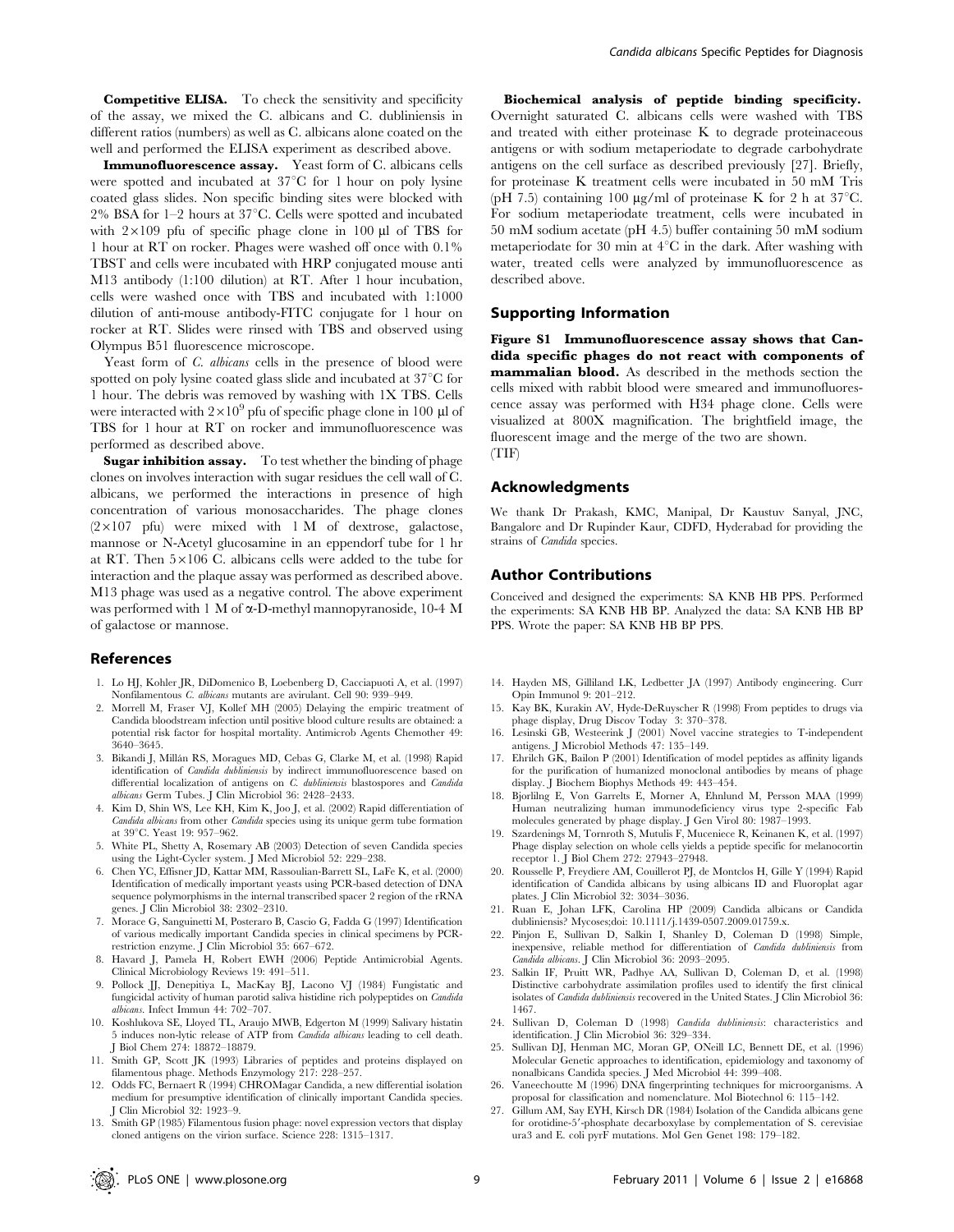**Competitive ELISA.** To check the sensitivity and specificity of the assay, we mixed the C. albicans and C. dubliniensis in different ratios (numbers) as well as C. albicans alone coated on the well and performed the ELISA experiment as described above.

**Immunofluorescence assay.** Yeast form of C. albicans cells were spotted and incubated at 37°C for 1 hour on poly lysine coated glass slides. Non specific binding sites were blocked with 2% BSA for 1–2 hours at 37°C. Cells were spotted and incubated with 2×109 pfu of specific phage clone in 100 µl of TBS for 1 hour at RT on rocker. Phages were washed off once with 0.1% TBST and cells were incubated with HRP conjugated mouse anti M13 antibody (1:100 dilution) at RT. After 1 hour incubation, cells were washed once with TBS and incubated with 1:1000 dilution of anti-mouse antibody-FITC conjugate for 1 hour on rocker at RT. Slides were rinsed with TBS and observed using Olympus B51 fluorescence microscope.

Yeast form of *C. albicans* cells in the presence of blood were spotted on poly lysine coated glass slide and incubated at 37°C for 1 hour. The debris was removed by washing with 1X TBS. Cells were interacted with $2\times10^9$ pfu of specific phage clone in 100 µl of TBS for 1 hour at RT on rocker and immunofluorescence was performed as described above.

**Sugar inhibition assay.** To test whether the binding of phage clones on involves interaction with sugar residues the cell wall of C. albicans, we performed the interactions in presence of high concentration of various monosaccharides. The phage clones (2×107 pfu) were mixed with 1 M of dextrose, galactose, mannose or N-Acetyl glucosamine in an eppendorf tube for 1 hr at RT. Then 5×106 C. albicans cells were added to the tube for interaction and the plaque assay was performed as described above. M13 phage was used as a negative control. The above experiment was performed with 1 M of α-D-methyl mannopyranoside, 10-4 M of galactose or mannose.

**Biochemical analysis of peptide binding specificity.** Overnight saturated C. albicans cells were washed with TBS and treated with either proteinase K to degrade proteinaceous antigens or with sodium metaperiodate to degrade carbohydrate antigens on the cell surface as described previously [27]. Briefly, for proteinase K treatment cells were incubated in 50 mM Tris (pH 7.5) containing 100 µg/ml of proteinase K for 2 h at 37°C. For sodium metaperiodate treatment, cells were incubated in 50 mM sodium acetate (pH 4.5) buffer containing 50 mM sodium metaperiodate for 30 min at 4°C in the dark. After washing with water, treated cells were analyzed by immunofluorescence as described above.

## Supporting Information

**Figure S1 Immunofluorescence assay shows that Candida specific phages do not react with components of mammalian blood.** As described in the methods section the cells mixed with rabbit blood were smeared and immunofluorescence assay was performed with H34 phage clone. Cells were visualized at 800X magnification. The brightfield image, the fluorescent image and the merge of the two are shown.
(TIF)

## Acknowledgments

We thank Dr Prakash, KMC, Manipal, Dr Kaustuv Sanyal, JNC, Bangalore and Dr Rupinder Kaur, CDFD, Hyderabad for providing the strains of *Candida* species.

## Author Contributions

Conceived and designed the experiments: SA KNB HB PPS. Performed the experiments: SA KNB HB BP. Analyzed the data: SA KNB HB BP PPS. Wrote the paper: SA KNB HB BP PPS.

## References

1. Lo HJ, Kohler JR, DiDomenico B, Loebenberg D, Cacciapuoti A, et al. (1997) Nonfilamentous *C. albicans* mutants are avirulent. Cell 90: 939–949.
2. Morrell M, Fraser VJ, Kollef MH (2005) Delaying the empiric treatment of Candida bloodstream infection until positive blood culture results are obtained: a potential risk factor for hospital mortality. Antimicrob Agents Chemother 49: 3640–3645.
3. Bikandi J, Millán RS, Moragues MD, Cebas G, Clarke M, et al. (1998) Rapid identification of *Candida dubliniensis* by indirect immunofluorescence based on differential localization of antigens on *C. dubliniensis* blastospores and *Candida albicans* Germ Tubes. J Clin Microbiol 36: 2428–2433.
4. Kim D, Shin WS, Lee KH, Kim K, Joo J, et al. (2002) Rapid differentiation of *Candida albicans* from other *Candida* species using its unique germ tube formation at 39°C. Yeast 19: 957–962.
5. White PL, Shetty A, Rosemary AB (2003) Detection of seven Candida species using the Light-Cycler system. J Med Microbiol 52: 229–238.
6. Chen YC, Effisner JD, Kattar MM, Rassoulian-Barrett SL, LaFe K, et al. (2000) Identification of medically important yeasts using PCR-based detection of DNA sequence polymorphisms in the internal transcribed spacer 2 region of the rRNA genes. J Clin Microbiol 38: 2302–2310.
7. Morace G, Sanguinetti M, Posteraro B, Cascio G, Fadda G (1997) Identification of various medically important Candida species in clinical specimens by PCR-restriction enzyme. J Clin Microbiol 35: 667–672.
8. Havard J, Pamela H, Robert EWH (2006) Peptide Antimicrobial Agents. Clinical Microbiology Reviews 19: 491–511.
9. Pollock JJ, Denepitiya L, MacKay BJ, Lacono VJ (1984) Fungistatic and fungicidal activity of human parotid saliva histidine rich polypeptides on *Candida albicans*. Infect Immun 44: 702–707.
10. Koshlukova SE, Lloyed TL, Araujo MWB, Edgerton M (1999) Salivary histatin 5 induces non-lytic release of ATP from *Candida albicans* leading to cell death. J Biol Chem 274: 18872–18879.
11. Smith GP, Scott JK (1993) Libraries of peptides and proteins displayed on filamentous phage. Methods Enzymology 217: 228–257.
12. Odds FC, Bernaert R (1994) CHROMagar Candida, a new differential isolation medium for presumptive identification of clinically important Candida species. J Clin Microbiol 32: 1923–9.
13. Smith GP (1985) Filamentous fusion phage: novel expression vectors that display cloned antigens on the virion surface. Science 228: 1315–1317.
14. Hayden MS, Gilliland LK, Ledbetter JA (1997) Antibody engineering. Curr Opin Immunol 9: 201–212.
15. Kay BK, Kurakin AV, Hyde-DeRuyscher R (1998) From peptides to drugs via phage display, Drug Discov Today 3: 370–378.
16. Lesinski GB, Westeerink J (2001) Novel vaccine strategies to T-independent antigens. J Microbiol Methods 47: 135–149.
17. Ehrilch GK, Bailon P (2001) Identification of model peptides as affinity ligands for the purification of humanized monoclonal antibodies by means of phage display. J Biochem Biophys Methods 49: 443–454.
18. Bjorlilng E, Von Garrelts E, Morner A, Ehnlund M, Persson MAA (1999) Human neutralizing human immunodeficiency virus type 2-specific Fab molecules generated by phage display. J Gen Virol 80: 1987–1993.
19. Szardenings M, Tornroth S, Mutulis F, Muceniece R, Keinanen K, et al. (1997) Phage display selection on whole cells yields a peptide specific for melanocortin receptor 1. J Biol Chem 272: 27943–27948.
20. Rousselle P, Freydiere AM, Couillerot PJ, de Montclos H, Gille Y (1994) Rapid identification of Candida albicans by using albicans ID and Fluoroplat agar plates. J Clin Microbiol 32: 3034–3036.
21. Ruan E, Johan LFK, Carolina HP (2009) Candida albicans or Candida dubliniensis? Mycoses;doi: 10.1111/j.1439-0507.2009.01759.x.
22. Pinjon E, Sullivan D, Salkin I, Shanley D, Coleman D (1998) Simple, inexpensive, reliable method for differentiation of *Candida dubliniensis* from *Candida albicans*. J Clin Microbiol 36: 2093–2095.
23. Salkin IF, Pruitt WR, Padhye AA, Sullivan D, Coleman D, et al. (1998) Distinctive carbohydrate assimilation profiles used to identify the first clinical isolates of *Candida dubliniensis* recovered in the United States. J Clin Microbiol 36: 1467.
24. Sullivan D, Coleman D (1998) *Candida dubliniensis*: characteristics and identification. J Clin Microbiol 36: 329–334.
25. Sullivan DJ, Henman MC, Moran GP, ONeill LC, Bennett DE, et al. (1996) Molecular Genetic approaches to identification, epidemiology and taxonomy of nonalbicans Candida species. J Med Microbiol 44: 399–408.
26. Vaneechoutte M (1996) DNA fingerprinting techniques for microorganisms. A proposal for classification and nomenclature. Mol Biotechnol 6: 115–142.
27. Gillum AM, Say EYH, Kirsch DR (1984) Isolation of the Candida albicans gene for orotidine-5′-phosphate decarboxylase by complementation of S. cerevisiae ura3 and E. coli pyrF mutations. Mol Gen Genet 198: 179–182.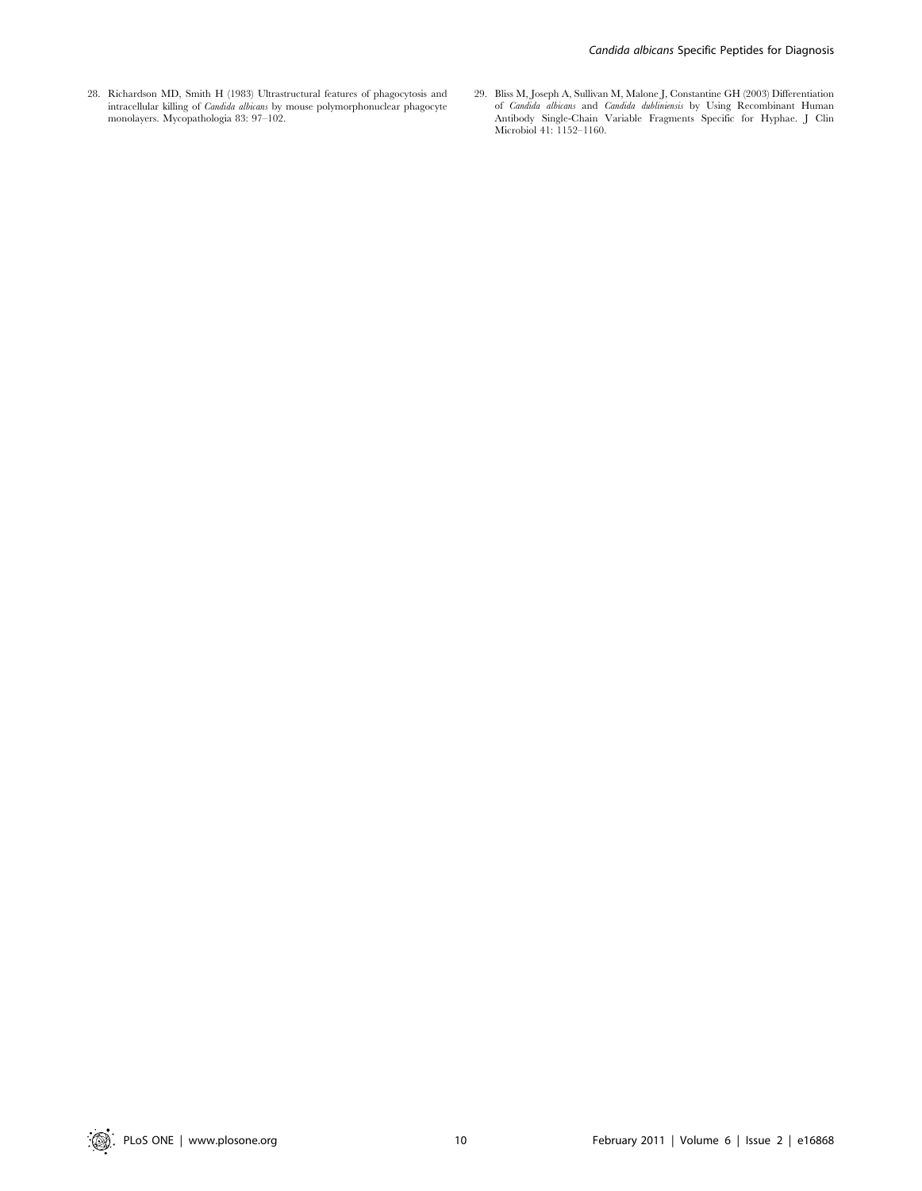28. Richardson MD, Smith H (1983) Ultrastructural features of phagocytosis and intracellular killing of *Candida albicans* by mouse polymorphonuclear phagocyte monolayers. Mycopathologia 83: 97–102.

29. Bliss M, Joseph A, Sullivan M, Malone J, Constantine GH (2003) Differentiation of *Candida albicans* and *Candida dubliniensis* by Using Recombinant Human Antibody Single-Chain Variable Fragments Specific for Hyphae. J Clin Microbiol 41: 1152–1160.